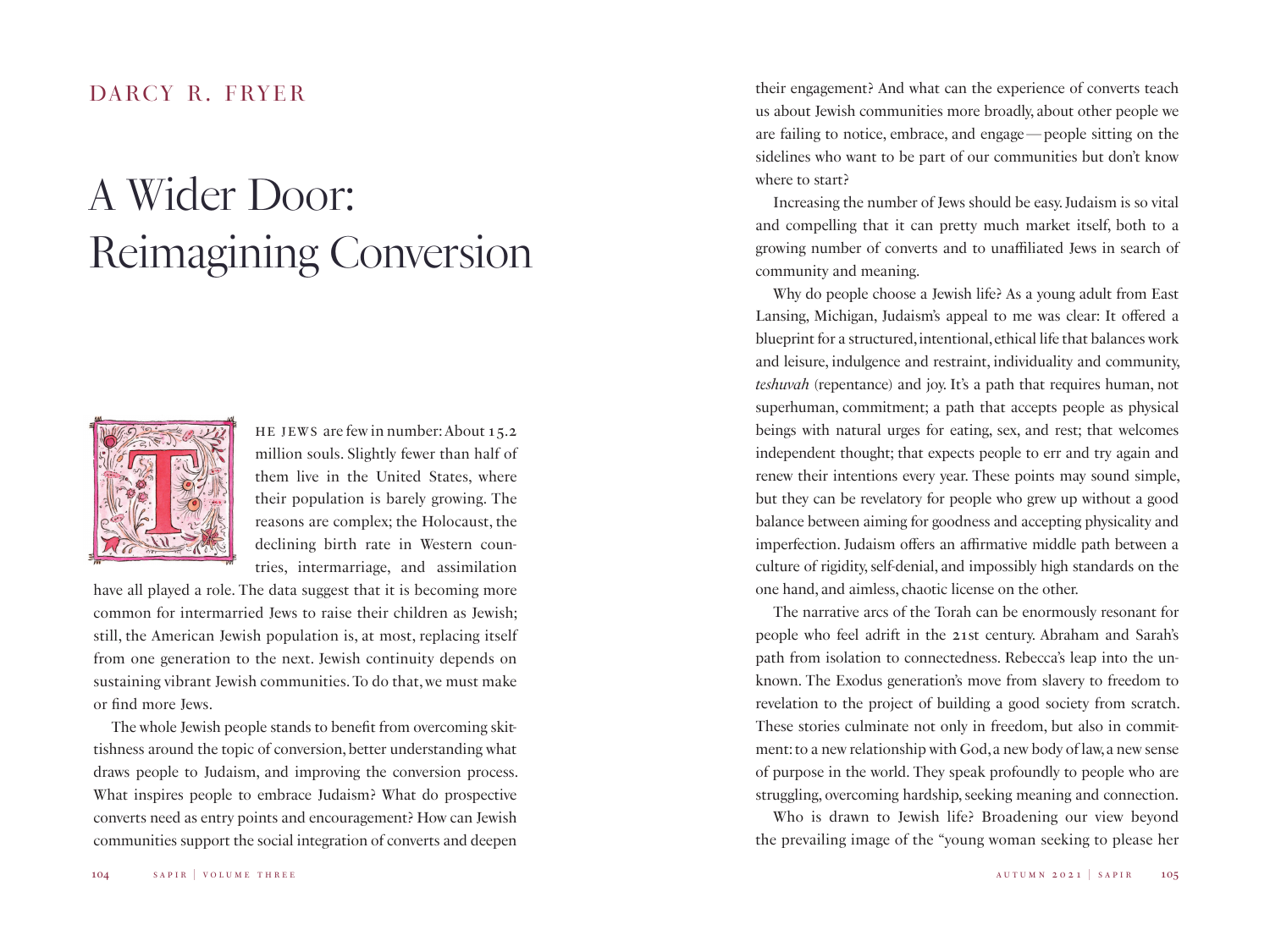DARCY R. FRYER

# A Wider Door: Reimagining Conversion

THE JEWS are few in number: About 15.2 million souls. Slightly fewer than half of them live in the United States, where their population is barely growing. The reasons are complex; the Holocaust, the declining birth rate in Western countries, intermarriage, and assimilation have all played a role. The data suggest that it is becoming more common for intermarried Jews to raise their children as Jewish; still, the American Jewish population is, at most, replacing itself from one generation to the next. Jewish continuity depends on sustaining vibrant Jewish communities. To do that, we must make or find more Jews.

The whole Jewish people stands to benefit from overcoming skittishness around the topic of conversion, better understanding what draws people to Judaism, and improving the conversion process. What inspires people to embrace Judaism? What do prospective converts need as entry points and encouragement? How can Jewish communities support the social integration of converts and deepen their engagement? And what can the experience of converts teach us about Jewish communities more broadly, about other people we are failing to notice, embrace, and engage — people sitting on the sidelines who want to be part of our communities but don't know where to start?

Increasing the number of Jews should be easy. Judaism is so vital and compelling that it can pretty much market itself, both to a growing number of converts and to unaffiliated Jews in search of community and meaning.

Why do people choose a Jewish life? As a young adult from East Lansing, Michigan, Judaism's appeal to me was clear: It offered a blueprint for a structured, intentional, ethical life that balances work and leisure, indulgence and restraint, individuality and community, *teshuvah* (repentance) and joy. It's a path that requires human, not superhuman, commitment; a path that accepts people as physical beings with natural urges for eating, sex, and rest; that welcomes independent thought; that expects people to err and try again and renew their intentions every year. These points may sound simple, but they can be revelatory for people who grew up without a good balance between aiming for goodness and accepting physicality and imperfection. Judaism offers an affirmative middle path between a culture of rigidity, self-denial, and impossibly high standards on the one hand, and aimless, chaotic license on the other.

The narrative arcs of the Torah can be enormously resonant for people who feel adrift in the 21st century. Abraham and Sarah's path from isolation to connectedness. Rebecca's leap into the unknown. The Exodus generation's move from slavery to freedom to revelation to the project of building a good society from scratch. These stories culminate not only in freedom, but also in commitment: to a new relationship with God, a new body of law, a new sense of purpose in the world. They speak profoundly to people who are struggling, overcoming hardship, seeking meaning and connection.

Who is drawn to Jewish life? Broadening our view beyond the prevailing image of the "young woman seeking to please her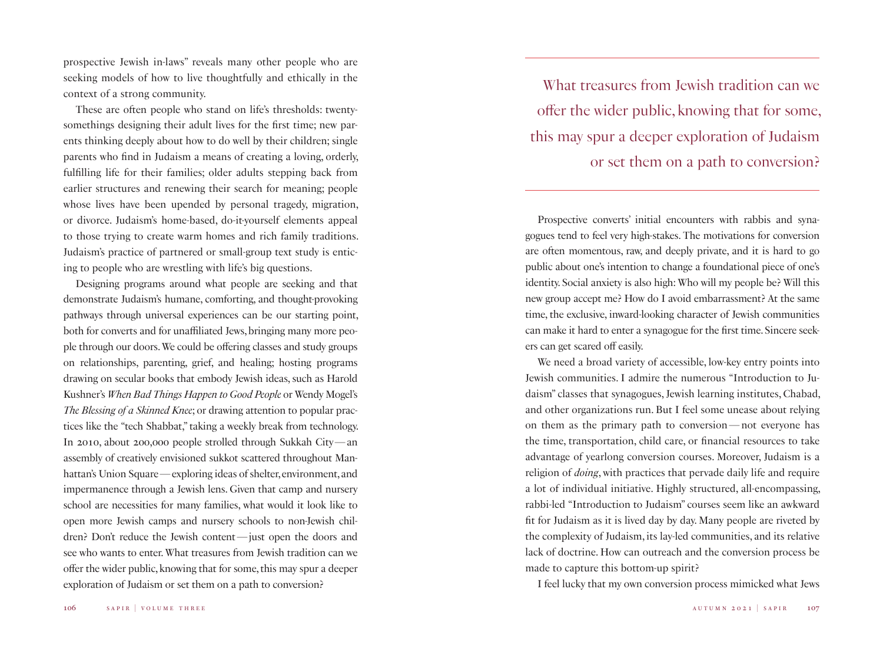prospective Jewish in-laws" reveals many other people who are seeking models of how to live thoughtfully and ethically in the context of a strong community.

These are often people who stand on life's thresholds: twenty-somethings designing their adult lives for the first time; new parents thinking deeply about how to do well by their children; single parents who find in Judaism a means of creating a loving, orderly, fulfilling life for their families; older adults stepping back from earlier structures and renewing their search for meaning; people whose lives have been upended by personal tragedy, migration, or divorce. Judaism's home-based, do-it-yourself elements appeal to those trying to create warm homes and rich family traditions. Judaism's practice of partnered or small-group text study is enticing to people who are wrestling with life's big questions.

Designing programs around what people are seeking and that demonstrate Judaism's humane, comforting, and thought-provoking pathways through universal experiences can be our starting point, both for converts and for unaffiliated Jews, bringing many more people through our doors. We could be offering classes and study groups on relationships, parenting, grief, and healing; hosting programs drawing on secular books that embody Jewish ideas, such as Harold Kushner's *When Bad Things Happen to Good People* or Wendy Mogel's *The Blessing of a Skinned Knee*; or drawing attention to popular practices like the "tech Shabbat," taking a weekly break from technology. In 2010, about 200,000 people strolled through Sukkah City — an assembly of creatively envisioned sukkot scattered throughout Manhattan's Union Square — exploring ideas of shelter, environment, and impermanence through a Jewish lens. Given that camp and nursery school are necessities for many families, what would it look like to open more Jewish camps and nursery schools to non-Jewish children? Don't reduce the Jewish content — just open the doors and see who wants to enter. What treasures from Jewish tradition can we offer the wider public, knowing that for some, this may spur a deeper exploration of Judaism or set them on a path to conversion?

> What treasures from Jewish tradition can we offer the wider public, knowing that for some, this may spur a deeper exploration of Judaism or set them on a path to conversion?

Prospective converts' initial encounters with rabbis and synagogues tend to feel very high-stakes. The motivations for conversion are often momentous, raw, and deeply private, and it is hard to go public about one's intention to change a foundational piece of one's identity. Social anxiety is also high: Who will my people be? Will this new group accept me? How do I avoid embarrassment? At the same time, the exclusive, inward-looking character of Jewish communities can make it hard to enter a synagogue for the first time. Sincere seekers can get scared off easily.

We need a broad variety of accessible, low-key entry points into Jewish communities. I admire the numerous "Introduction to Judaism" classes that synagogues, Jewish learning institutes, Chabad, and other organizations run. But I feel some unease about relying on them as the primary path to conversion — not everyone has the time, transportation, child care, or financial resources to take advantage of yearlong conversion courses. Moreover, Judaism is a religion of *doing*, with practices that pervade daily life and require a lot of individual initiative. Highly structured, all-encompassing, rabbi-led "Introduction to Judaism" courses seem like an awkward fit for Judaism as it is lived day by day. Many people are riveted by the complexity of Judaism, its lay-led communities, and its relative lack of doctrine. How can outreach and the conversion process be made to capture this bottom-up spirit?

I feel lucky that my own conversion process mimicked what Jews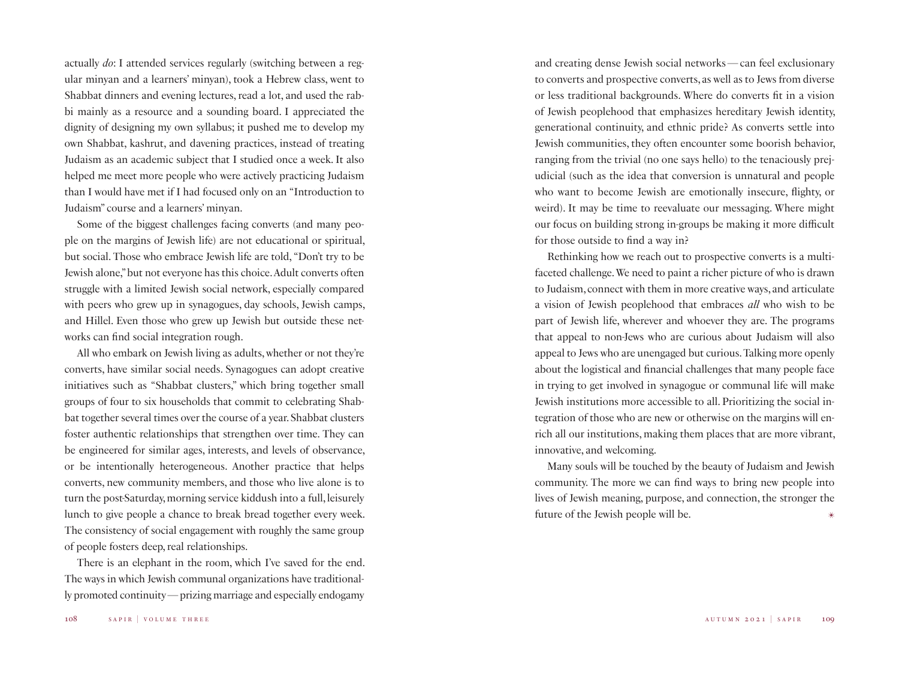actually *do*: I attended services regularly (switching between a regular minyan and a learners' minyan), took a Hebrew class, went to Shabbat dinners and evening lectures, read a lot, and used the rabbi mainly as a resource and a sounding board. I appreciated the dignity of designing my own syllabus; it pushed me to develop my own Shabbat, kashrut, and davening practices, instead of treating Judaism as an academic subject that I studied once a week. It also helped me meet more people who were actively practicing Judaism than I would have met if I had focused only on an "Introduction to Judaism" course and a learners' minyan.

Some of the biggest challenges facing converts (and many people on the margins of Jewish life) are not educational or spiritual, but social. Those who embrace Jewish life are told, "Don't try to be Jewish alone," but not everyone has this choice. Adult converts often struggle with a limited Jewish social network, especially compared with peers who grew up in synagogues, day schools, Jewish camps, and Hillel. Even those who grew up Jewish but outside these networks can find social integration rough.

All who embark on Jewish living as adults, whether or not they're converts, have similar social needs. Synagogues can adopt creative initiatives such as "Shabbat clusters," which bring together small groups of four to six households that commit to celebrating Shabbat together several times over the course of a year. Shabbat clusters foster authentic relationships that strengthen over time. They can be engineered for similar ages, interests, and levels of observance, or be intentionally heterogeneous. Another practice that helps converts, new community members, and those who live alone is to turn the post-Saturday, morning service kiddush into a full, leisurely lunch to give people a chance to break bread together every week. The consistency of social engagement with roughly the same group of people fosters deep, real relationships.

There is an elephant in the room, which I've saved for the end. The ways in which Jewish communal organizations have traditionally promoted continuity — prizing marriage and especially endogamy and creating dense Jewish social networks — can feel exclusionary to converts and prospective converts, as well as to Jews from diverse or less traditional backgrounds. Where do converts fit in a vision of Jewish peoplehood that emphasizes hereditary Jewish identity, generational continuity, and ethnic pride? As converts settle into Jewish communities, they often encounter some boorish behavior, ranging from the trivial (no one says hello) to the tenaciously prejudicial (such as the idea that conversion is unnatural and people who want to become Jewish are emotionally insecure, flighty, or weird). It may be time to reevaluate our messaging. Where might our focus on building strong in-groups be making it more difficult for those outside to find a way in?

Rethinking how we reach out to prospective converts is a multifaceted challenge. We need to paint a richer picture of who is drawn to Judaism, connect with them in more creative ways, and articulate a vision of Jewish peoplehood that embraces *all* who wish to be part of Jewish life, wherever and whoever they are. The programs that appeal to non-Jews who are curious about Judaism will also appeal to Jews who are unengaged but curious. Talking more openly about the logistical and financial challenges that many people face in trying to get involved in synagogue or communal life will make Jewish institutions more accessible to all. Prioritizing the social integration of those who are new or otherwise on the margins will enrich all our institutions, making them places that are more vibrant, innovative, and welcoming.

Many souls will be touched by the beauty of Judaism and Jewish community. The more we can find ways to bring new people into lives of Jewish meaning, purpose, and connection, the stronger the future of the Jewish people will be. ✳